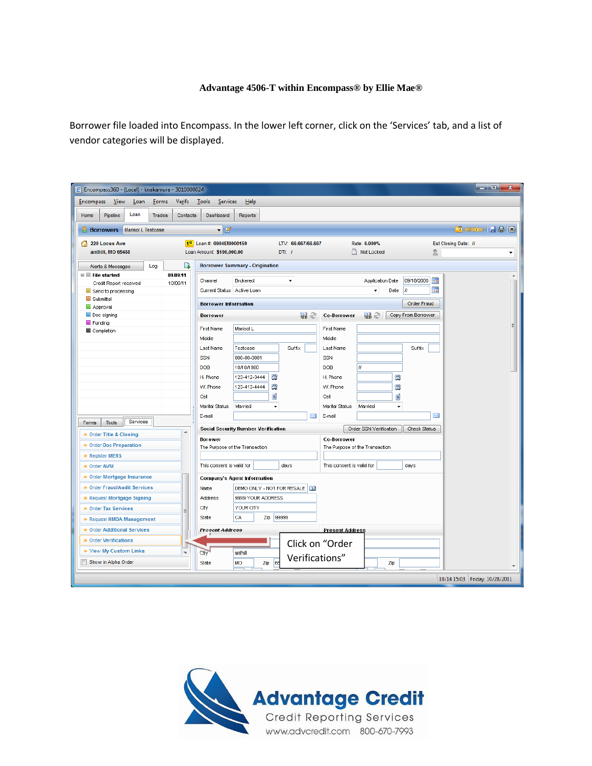**Advantage 4506-T within Encompass® by Ellie Mae®**

Borrower file loaded into Encompass. In the lower left corner, click on the 'Services' tab, and a list of vendor categories will be displayed.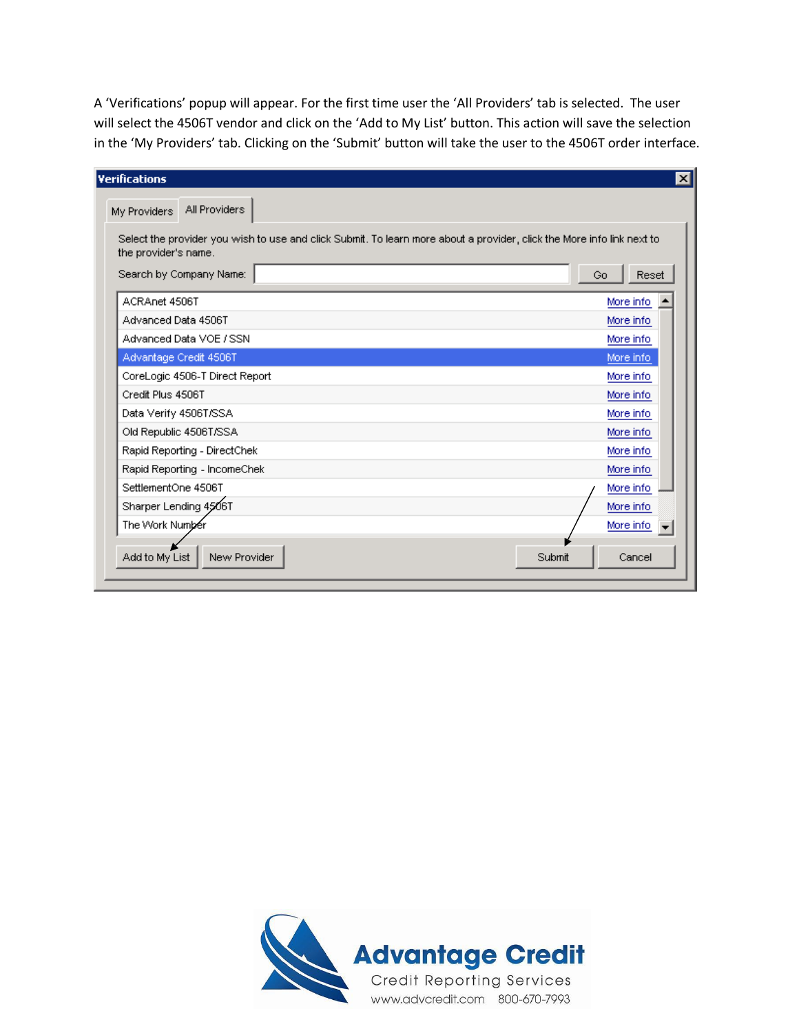A 'Verifications' popup will appear. For the first time user the 'All Providers' tab is selected. The user will select the 4506T vendor and click on the 'Add to My List' button. This action will save the selection in the 'My Providers' tab. Clicking on the 'Submit' button will take the user to the 4506T order interface.

**Verifications**

My Providers | All Providers

Select the provider you wish to use and click Submit. To learn more about a provider, click the More info link next to the provider's name.

Search by Company Name: [ ] Go Reset

| Provider | |
|---|---|
| ACRAnet 4506T | More info |
| Advanced Data 4506T | More info |
| Advanced Data VOE / SSN | More info |
| Advantage Credit 4506T | More info |
| CoreLogic 4506-T Direct Report | More info |
| Credit Plus 4506T | More info |
| Data Verify 4506T/SSA | More info |
| Old Republic 4506T/SSA | More info |
| Rapid Reporting - DirectChek | More info |
| Rapid Reporting - IncomeChek | More info |
| SettlementOne 4506T | More info |
| Sharper Lending 4506T | More info |
| The Work Number | More info |

Add to My List | New Provider | Submit | Cancel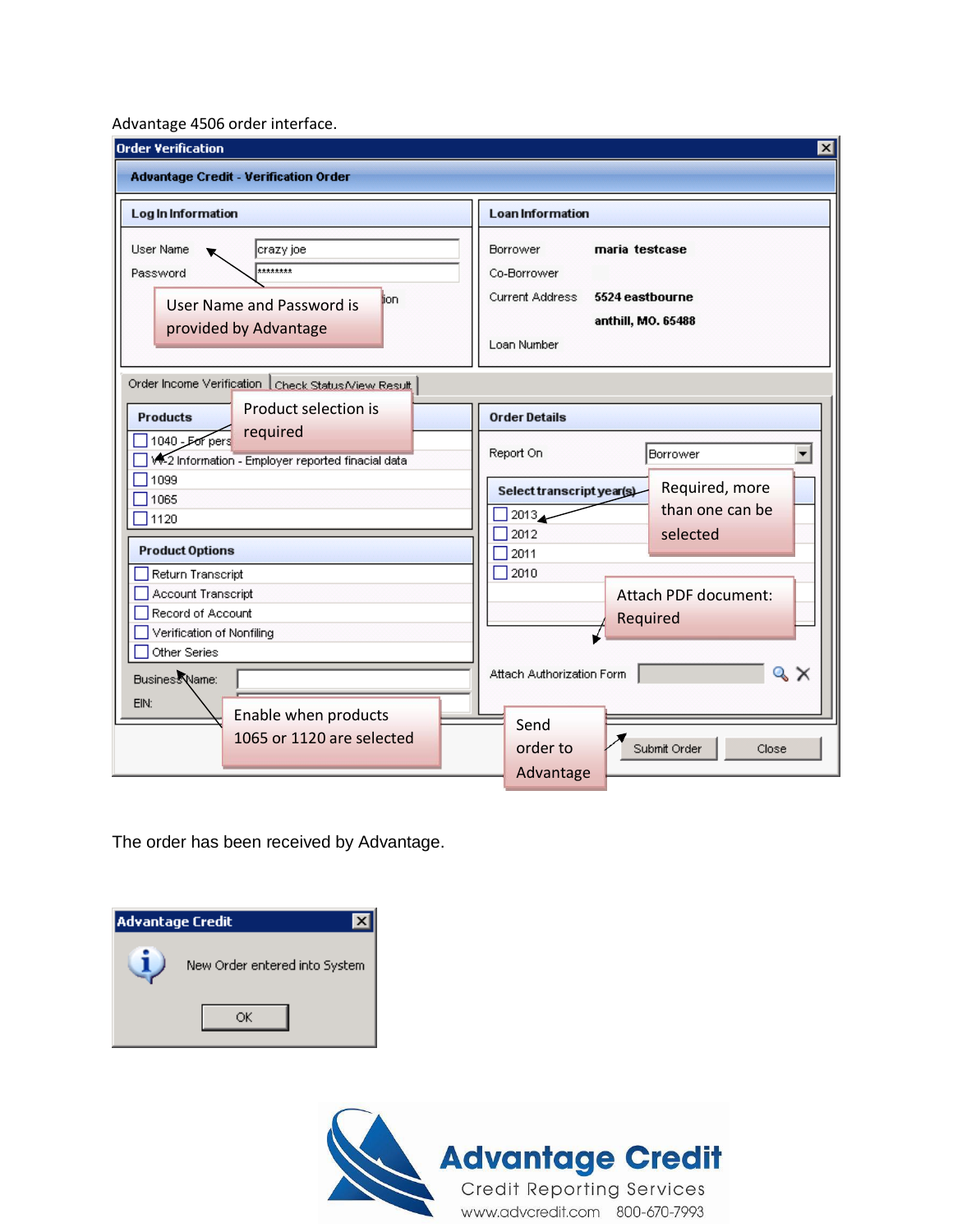Advantage 4506 order interface.

**Order Verification**

**Advantage Credit - Verification Order**

**Log In Information**

User Name: crazy joe

Password: ********

User Name and Password is provided by Advantage

**Loan Information**

Borrower: **maria testcase**

Co-Borrower

Current Address: **5524 eastbourne**
**anthill, MO. 65488**

Loan Number

Order Income Verification | Check Status/View Result

**Products**

Product selection is required

- 1040 - For pers...
- W-2 Information - Employer reported finacial data
- 1099
- 1065
- 1120

**Product Options**

- Return Transcript
- Account Transcript
- Record of Account
- Verification of Nonfiling
- Other Series

Business Name:

EIN:

Enable when products 1065 or 1120 are selected

**Order Details**

Report On: Borrower

**Select transcript year(s)**

Required, more than one can be selected

- 2013
- 2012
- 2011
- 2010

Attach PDF document: Required

Attach Authorization Form

Send order to Advantage

Submit Order | Close

The order has been received by Advantage.

**Advantage Credit**

New Order entered into System

OK

**Advantage Credit**
Credit Reporting Services
www.advcredit.com 800-670-7993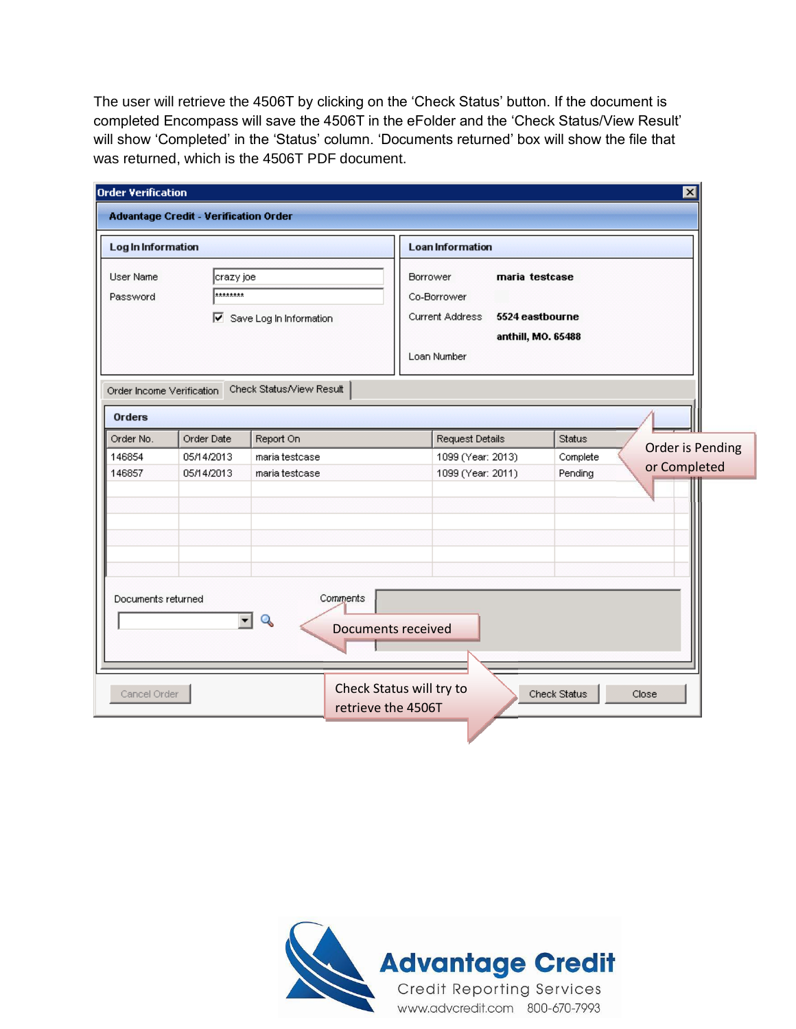The user will retrieve the 4506T by clicking on the 'Check Status' button. If the document is completed Encompass will save the 4506T in the eFolder and the 'Check Status/View Result' will show 'Completed' in the 'Status' column. 'Documents returned' box will show the file that was returned, which is the 4506T PDF document.

Order Verification

Advantage Credit - Verification Order

**Log In Information**

User Name: crazy joe

Password: ********

☑ Save Log In Information

**Loan Information**

Borrower: maria testcase

Co-Borrower

Current Address: 5524 eastbourne
anthill, MO. 65488

Loan Number

Order Income Verification | Check Status/View Result

**Orders**

| Order No. | Order Date | Report On | Request Details | Status |
|---|---|---|---|---|
| 146854 | 05/14/2013 | maria testcase | 1099 (Year: 2013) | Complete |
| 146857 | 05/14/2013 | maria testcase | 1099 (Year: 2011) | Pending |

Order is Pending or Completed

Documents returned

Comments

Documents received

Cancel Order

Check Status will try to retrieve the 4506T

Check Status

Close

Advantage Credit
Credit Reporting Services
www.advcredit.com 800-670-7993